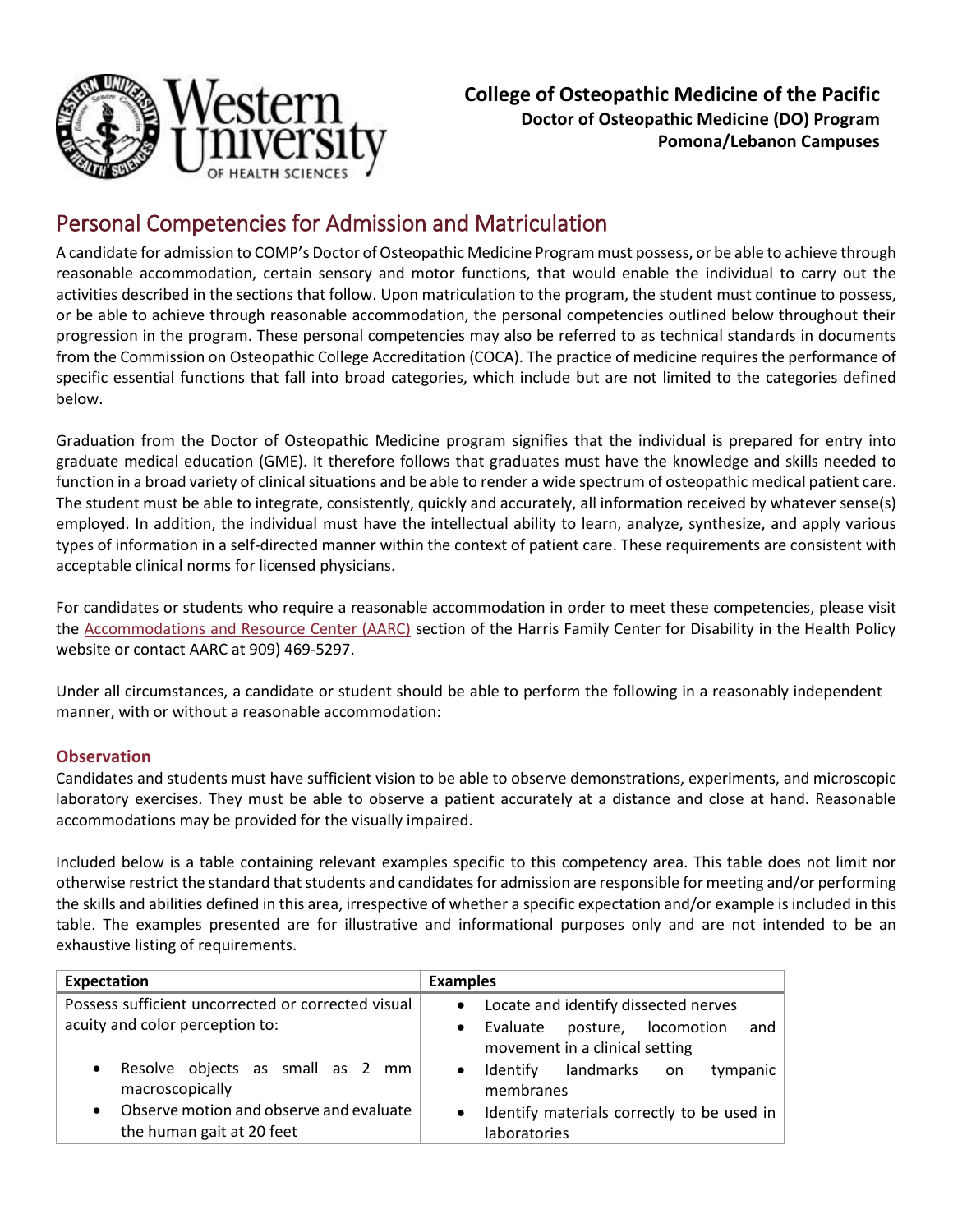**College of Osteopathic Medicine of the Pacific**
**Doctor of Osteopathic Medicine (DO) Program**
**Pomona/Lebanon Campuses**

# Personal Competencies for Admission and Matriculation

A candidate for admission to COMP's Doctor of Osteopathic Medicine Program must possess, or be able to achieve through reasonable accommodation, certain sensory and motor functions, that would enable the individual to carry out the activities described in the sections that follow. Upon matriculation to the program, the student must continue to possess, or be able to achieve through reasonable accommodation, the personal competencies outlined below throughout their progression in the program. These personal competencies may also be referred to as technical standards in documents from the Commission on Osteopathic College Accreditation (COCA). The practice of medicine requires the performance of specific essential functions that fall into broad categories, which include but are not limited to the categories defined below.

Graduation from the Doctor of Osteopathic Medicine program signifies that the individual is prepared for entry into graduate medical education (GME). It therefore follows that graduates must have the knowledge and skills needed to function in a broad variety of clinical situations and be able to render a wide spectrum of osteopathic medical patient care. The student must be able to integrate, consistently, quickly and accurately, all information received by whatever sense(s) employed. In addition, the individual must have the intellectual ability to learn, analyze, synthesize, and apply various types of information in a self-directed manner within the context of patient care. These requirements are consistent with acceptable clinical norms for licensed physicians.

For candidates or students who require a reasonable accommodation in order to meet these competencies, please visit the Accommodations and Resource Center (AARC) section of the Harris Family Center for Disability in the Health Policy website or contact AARC at 909) 469-5297.

Under all circumstances, a candidate or student should be able to perform the following in a reasonably independent manner, with or without a reasonable accommodation:

### Observation

Candidates and students must have sufficient vision to be able to observe demonstrations, experiments, and microscopic laboratory exercises. They must be able to observe a patient accurately at a distance and close at hand. Reasonable accommodations may be provided for the visually impaired.

Included below is a table containing relevant examples specific to this competency area. This table does not limit nor otherwise restrict the standard that students and candidates for admission are responsible for meeting and/or performing the skills and abilities defined in this area, irrespective of whether a specific expectation and/or example is included in this table. The examples presented are for illustrative and informational purposes only and are not intended to be an exhaustive listing of requirements.

| Expectation | Examples |
|---|---|
| Possess sufficient uncorrected or corrected visual acuity and color perception to:<br>• Resolve objects as small as 2 mm macroscopically<br>• Observe motion and observe and evaluate the human gait at 20 feet | • Locate and identify dissected nerves<br>• Evaluate posture, locomotion and movement in a clinical setting<br>• Identify landmarks on tympanic membranes<br>• Identify materials correctly to be used in laboratories |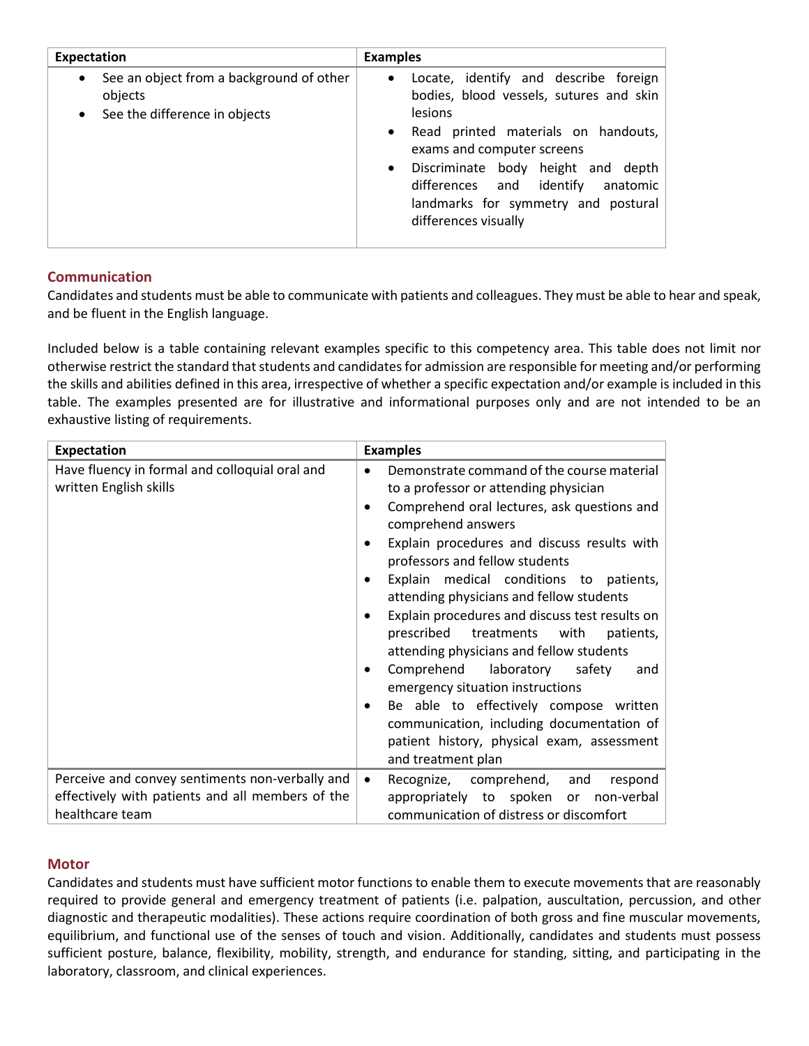| Expectation | Examples |
|---|---|
| • See an object from a background of other objects<br>• See the difference in objects | • Locate, identify and describe foreign bodies, blood vessels, sutures and skin lesions<br>• Read printed materials on handouts, exams and computer screens<br>• Discriminate body height and depth differences and identify anatomic landmarks for symmetry and postural differences visually |

### Communication

Candidates and students must be able to communicate with patients and colleagues. They must be able to hear and speak, and be fluent in the English language.

Included below is a table containing relevant examples specific to this competency area. This table does not limit nor otherwise restrict the standard that students and candidates for admission are responsible for meeting and/or performing the skills and abilities defined in this area, irrespective of whether a specific expectation and/or example is included in this table. The examples presented are for illustrative and informational purposes only and are not intended to be an exhaustive listing of requirements.

| Expectation | Examples |
|---|---|
| Have fluency in formal and colloquial oral and written English skills | • Demonstrate command of the course material to a professor or attending physician<br>• Comprehend oral lectures, ask questions and comprehend answers<br>• Explain procedures and discuss results with professors and fellow students<br>• Explain medical conditions to patients, attending physicians and fellow students<br>• Explain procedures and discuss test results on prescribed treatments with patients, attending physicians and fellow students<br>• Comprehend laboratory safety and emergency situation instructions<br>• Be able to effectively compose written communication, including documentation of patient history, physical exam, assessment and treatment plan |
| Perceive and convey sentiments non-verbally and effectively with patients and all members of the healthcare team | • Recognize, comprehend, and respond appropriately to spoken or non-verbal communication of distress or discomfort |

### Motor

Candidates and students must have sufficient motor functions to enable them to execute movements that are reasonably required to provide general and emergency treatment of patients (i.e. palpation, auscultation, percussion, and other diagnostic and therapeutic modalities). These actions require coordination of both gross and fine muscular movements, equilibrium, and functional use of the senses of touch and vision. Additionally, candidates and students must possess sufficient posture, balance, flexibility, mobility, strength, and endurance for standing, sitting, and participating in the laboratory, classroom, and clinical experiences.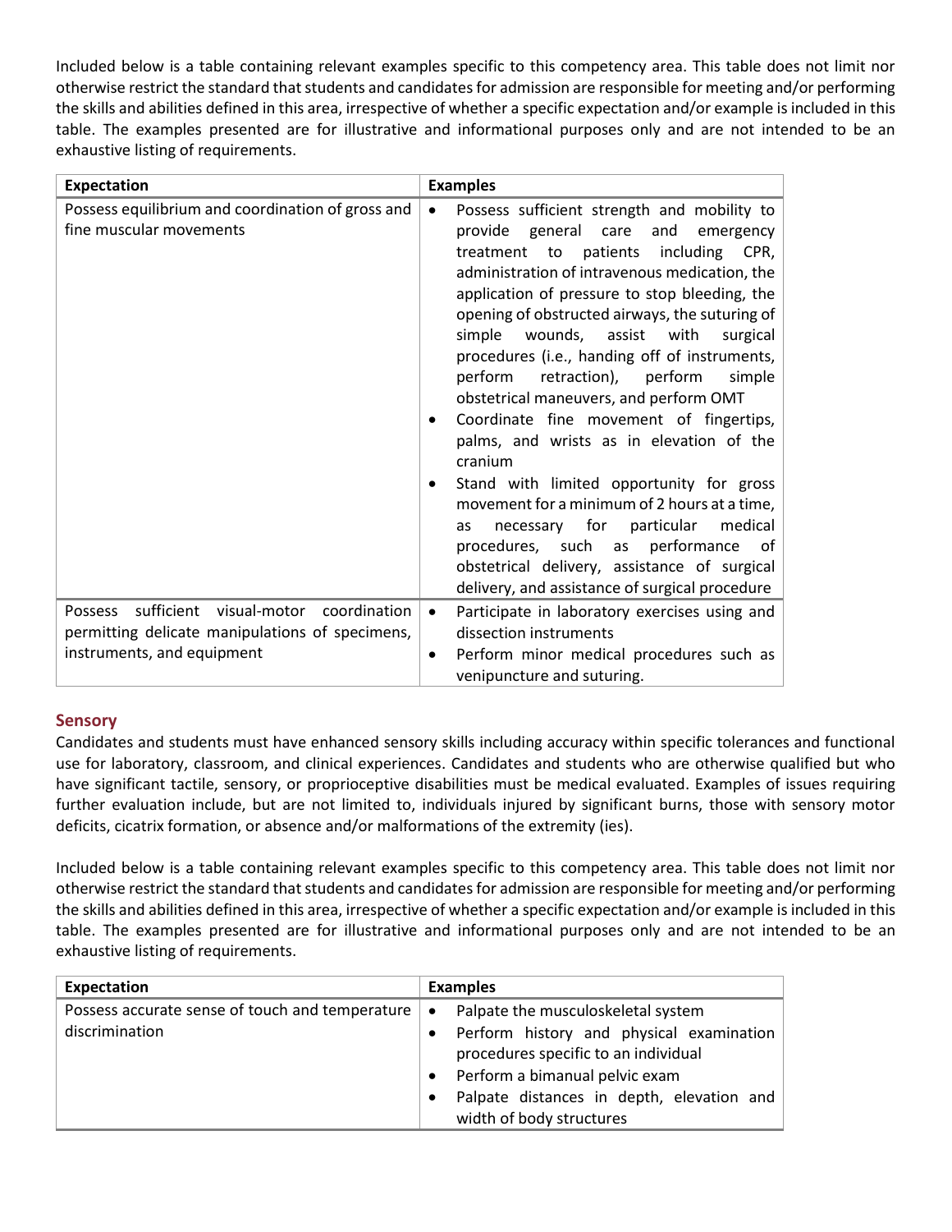Included below is a table containing relevant examples specific to this competency area. This table does not limit nor otherwise restrict the standard that students and candidates for admission are responsible for meeting and/or performing the skills and abilities defined in this area, irrespective of whether a specific expectation and/or example is included in this table. The examples presented are for illustrative and informational purposes only and are not intended to be an exhaustive listing of requirements.

| Expectation | Examples |
|---|---|
| Possess equilibrium and coordination of gross and fine muscular movements | • Possess sufficient strength and mobility to provide general care and emergency treatment to patients including CPR, administration of intravenous medication, the application of pressure to stop bleeding, the opening of obstructed airways, the suturing of simple wounds, assist with surgical procedures (i.e., handing off of instruments, perform retraction), perform simple obstetrical maneuvers, and perform OMT<br>• Coordinate fine movement of fingertips, palms, and wrists as in elevation of the cranium<br>• Stand with limited opportunity for gross movement for a minimum of 2 hours at a time, as necessary for particular medical procedures, such as performance of obstetrical delivery, assistance of surgical delivery, and assistance of surgical procedure |
| Possess sufficient visual-motor coordination permitting delicate manipulations of specimens, instruments, and equipment | • Participate in laboratory exercises using and dissection instruments<br>• Perform minor medical procedures such as venipuncture and suturing. |

## Sensory

Candidates and students must have enhanced sensory skills including accuracy within specific tolerances and functional use for laboratory, classroom, and clinical experiences. Candidates and students who are otherwise qualified but who have significant tactile, sensory, or proprioceptive disabilities must be medical evaluated. Examples of issues requiring further evaluation include, but are not limited to, individuals injured by significant burns, those with sensory motor deficits, cicatrix formation, or absence and/or malformations of the extremity (ies).

Included below is a table containing relevant examples specific to this competency area. This table does not limit nor otherwise restrict the standard that students and candidates for admission are responsible for meeting and/or performing the skills and abilities defined in this area, irrespective of whether a specific expectation and/or example is included in this table. The examples presented are for illustrative and informational purposes only and are not intended to be an exhaustive listing of requirements.

| Expectation | Examples |
|---|---|
| Possess accurate sense of touch and temperature discrimination | • Palpate the musculoskeletal system<br>• Perform history and physical examination procedures specific to an individual<br>• Perform a bimanual pelvic exam<br>• Palpate distances in depth, elevation and width of body structures |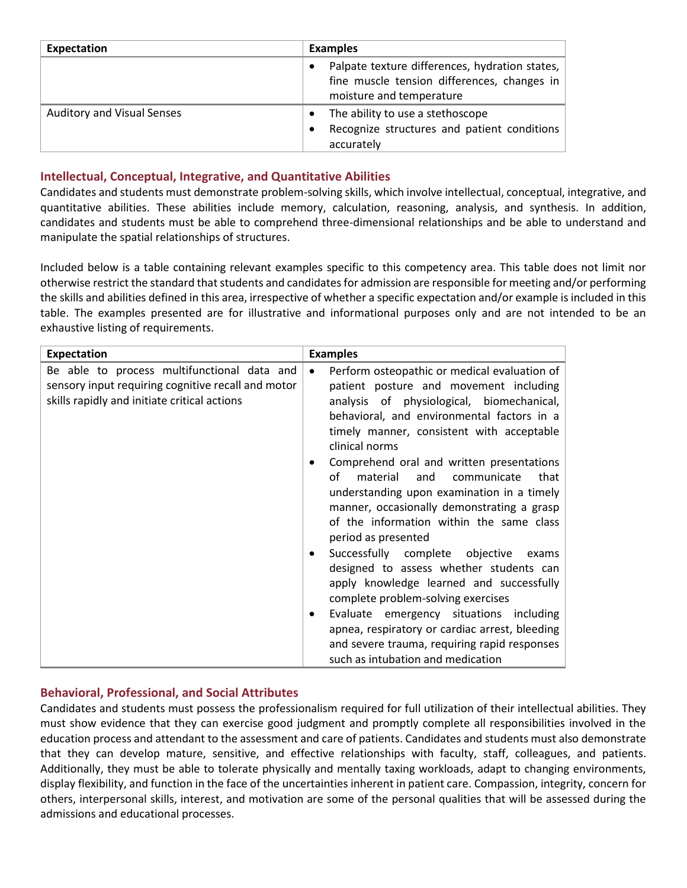| Expectation | Examples |
| --- | --- |
| | • Palpate texture differences, hydration states, fine muscle tension differences, changes in moisture and temperature |
| Auditory and Visual Senses | • The ability to use a stethoscope<br>• Recognize structures and patient conditions accurately |

### Intellectual, Conceptual, Integrative, and Quantitative Abilities

Candidates and students must demonstrate problem-solving skills, which involve intellectual, conceptual, integrative, and quantitative abilities. These abilities include memory, calculation, reasoning, analysis, and synthesis. In addition, candidates and students must be able to comprehend three-dimensional relationships and be able to understand and manipulate the spatial relationships of structures.

Included below is a table containing relevant examples specific to this competency area. This table does not limit nor otherwise restrict the standard that students and candidates for admission are responsible for meeting and/or performing the skills and abilities defined in this area, irrespective of whether a specific expectation and/or example is included in this table. The examples presented are for illustrative and informational purposes only and are not intended to be an exhaustive listing of requirements.

| Expectation | Examples |
| --- | --- |
| Be able to process multifunctional data and sensory input requiring cognitive recall and motor skills rapidly and initiate critical actions | • Perform osteopathic or medical evaluation of patient posture and movement including analysis of physiological, biomechanical, behavioral, and environmental factors in a timely manner, consistent with acceptable clinical norms<br>• Comprehend oral and written presentations of material and communicate that understanding upon examination in a timely manner, occasionally demonstrating a grasp of the information within the same class period as presented<br>• Successfully complete objective exams designed to assess whether students can apply knowledge learned and successfully complete problem-solving exercises<br>• Evaluate emergency situations including apnea, respiratory or cardiac arrest, bleeding and severe trauma, requiring rapid responses such as intubation and medication |

### Behavioral, Professional, and Social Attributes

Candidates and students must possess the professionalism required for full utilization of their intellectual abilities. They must show evidence that they can exercise good judgment and promptly complete all responsibilities involved in the education process and attendant to the assessment and care of patients. Candidates and students must also demonstrate that they can develop mature, sensitive, and effective relationships with faculty, staff, colleagues, and patients. Additionally, they must be able to tolerate physically and mentally taxing workloads, adapt to changing environments, display flexibility, and function in the face of the uncertainties inherent in patient care. Compassion, integrity, concern for others, interpersonal skills, interest, and motivation are some of the personal qualities that will be assessed during the admissions and educational processes.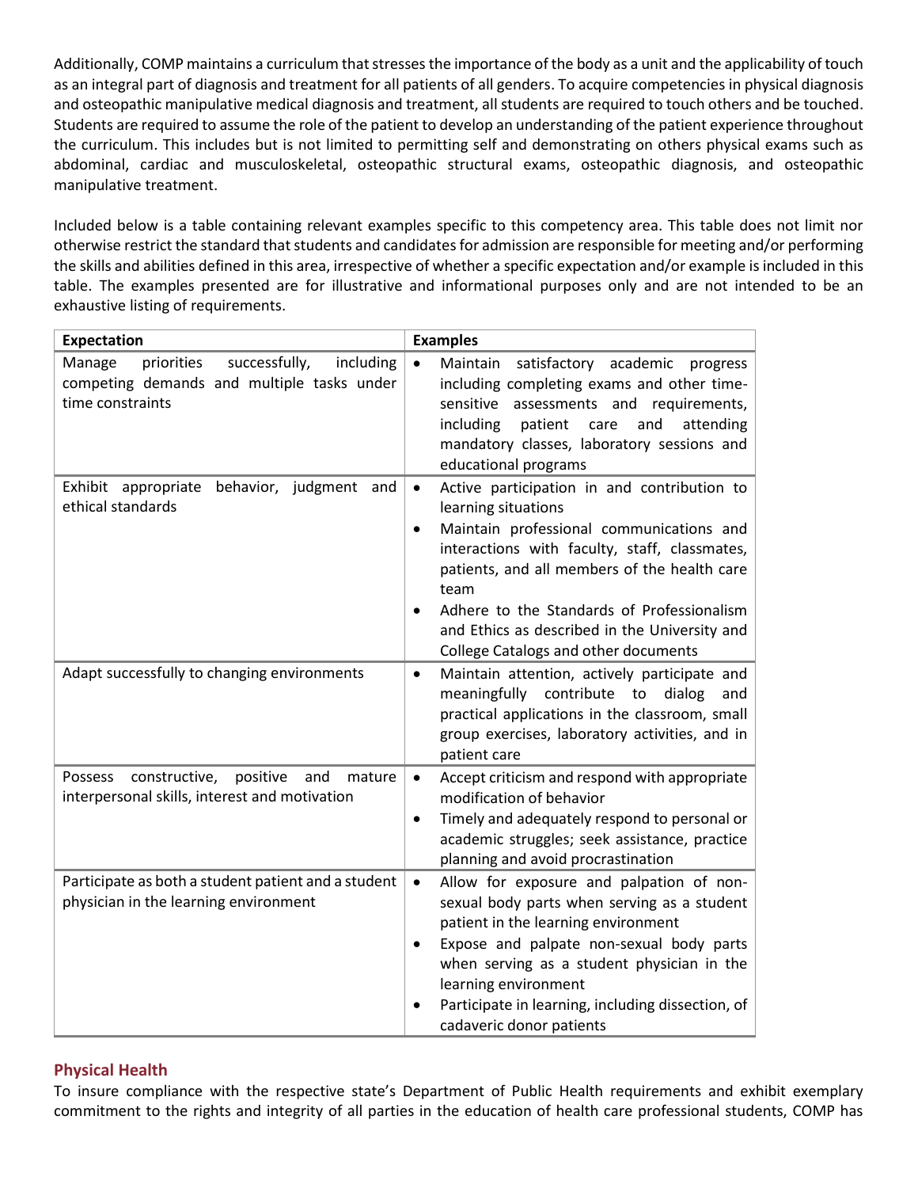Additionally, COMP maintains a curriculum that stresses the importance of the body as a unit and the applicability of touch as an integral part of diagnosis and treatment for all patients of all genders. To acquire competencies in physical diagnosis and osteopathic manipulative medical diagnosis and treatment, all students are required to touch others and be touched. Students are required to assume the role of the patient to develop an understanding of the patient experience throughout the curriculum. This includes but is not limited to permitting self and demonstrating on others physical exams such as abdominal, cardiac and musculoskeletal, osteopathic structural exams, osteopathic diagnosis, and osteopathic manipulative treatment.

Included below is a table containing relevant examples specific to this competency area. This table does not limit nor otherwise restrict the standard that students and candidates for admission are responsible for meeting and/or performing the skills and abilities defined in this area, irrespective of whether a specific expectation and/or example is included in this table. The examples presented are for illustrative and informational purposes only and are not intended to be an exhaustive listing of requirements.

| Expectation | Examples |
|---|---|
| Manage priorities successfully, including competing demands and multiple tasks under time constraints | • Maintain satisfactory academic progress including completing exams and other time-sensitive assessments and requirements, including patient care and attending mandatory classes, laboratory sessions and educational programs |
| Exhibit appropriate behavior, judgment and ethical standards | • Active participation in and contribution to learning situations<br>• Maintain professional communications and interactions with faculty, staff, classmates, patients, and all members of the health care team<br>• Adhere to the Standards of Professionalism and Ethics as described in the University and College Catalogs and other documents |
| Adapt successfully to changing environments | • Maintain attention, actively participate and meaningfully contribute to dialog and practical applications in the classroom, small group exercises, laboratory activities, and in patient care |
| Possess constructive, positive and mature interpersonal skills, interest and motivation | • Accept criticism and respond with appropriate modification of behavior<br>• Timely and adequately respond to personal or academic struggles; seek assistance, practice planning and avoid procrastination |
| Participate as both a student patient and a student physician in the learning environment | • Allow for exposure and palpation of non-sexual body parts when serving as a student patient in the learning environment<br>• Expose and palpate non-sexual body parts when serving as a student physician in the learning environment<br>• Participate in learning, including dissection, of cadaveric donor patients |

## Physical Health

To insure compliance with the respective state's Department of Public Health requirements and exhibit exemplary commitment to the rights and integrity of all parties in the education of health care professional students, COMP has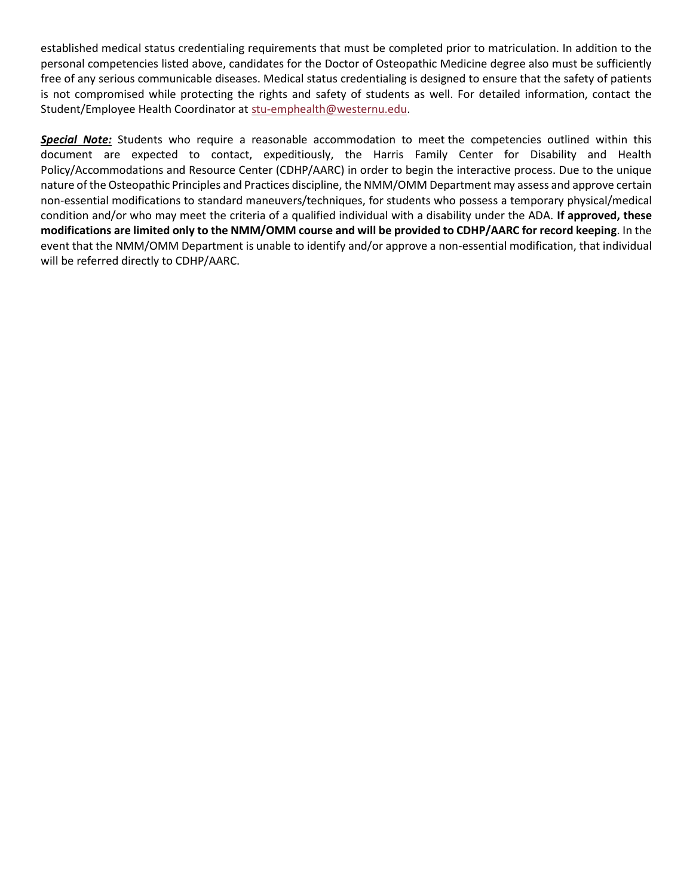established medical status credentialing requirements that must be completed prior to matriculation. In addition to the personal competencies listed above, candidates for the Doctor of Osteopathic Medicine degree also must be sufficiently free of any serious communicable diseases. Medical status credentialing is designed to ensure that the safety of patients is not compromised while protecting the rights and safety of students as well. For detailed information, contact the Student/Employee Health Coordinator at stu-emphealth@westernu.edu.

***Special Note:*** Students who require a reasonable accommodation to meet the competencies outlined within this document are expected to contact, expeditiously, the Harris Family Center for Disability and Health Policy/Accommodations and Resource Center (CDHP/AARC) in order to begin the interactive process. Due to the unique nature of the Osteopathic Principles and Practices discipline, the NMM/OMM Department may assess and approve certain non-essential modifications to standard maneuvers/techniques, for students who possess a temporary physical/medical condition and/or who may meet the criteria of a qualified individual with a disability under the ADA. **If approved, these modifications are limited only to the NMM/OMM course and will be provided to CDHP/AARC for record keeping**. In the event that the NMM/OMM Department is unable to identify and/or approve a non-essential modification, that individual will be referred directly to CDHP/AARC.